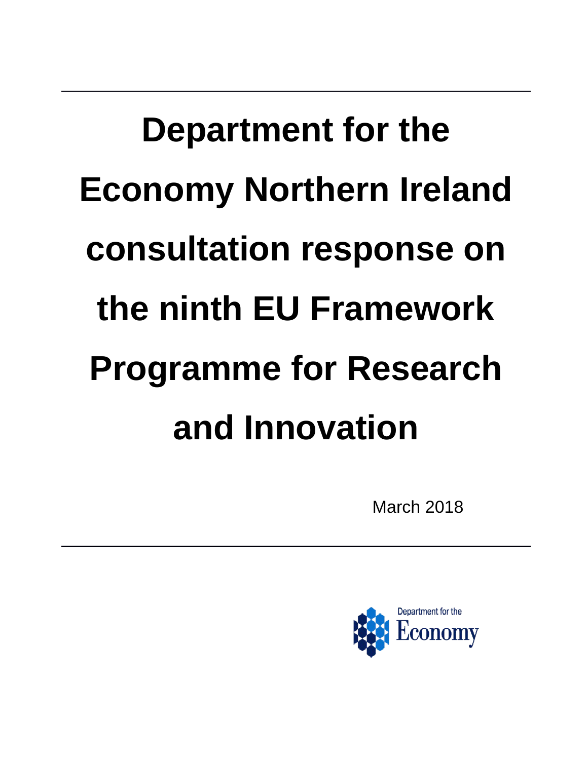# Department for the Economy Northern Ireland consultation response on the ninth EU Framework Programme for Research and Innovation

March 2018

Department for the Economy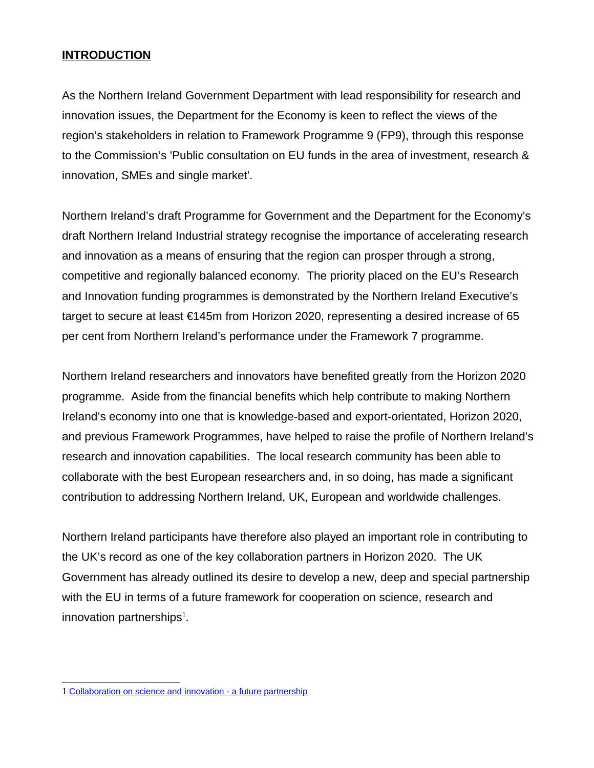## INTRODUCTION

As the Northern Ireland Government Department with lead responsibility for research and innovation issues, the Department for the Economy is keen to reflect the views of the region's stakeholders in relation to Framework Programme 9 (FP9), through this response to the Commission's 'Public consultation on EU funds in the area of investment, research & innovation, SMEs and single market'.

Northern Ireland's draft Programme for Government and the Department for the Economy's draft Northern Ireland Industrial strategy recognise the importance of accelerating research and innovation as a means of ensuring that the region can prosper through a strong, competitive and regionally balanced economy. The priority placed on the EU's Research and Innovation funding programmes is demonstrated by the Northern Ireland Executive's target to secure at least €145m from Horizon 2020, representing a desired increase of 65 per cent from Northern Ireland's performance under the Framework 7 programme.

Northern Ireland researchers and innovators have benefited greatly from the Horizon 2020 programme. Aside from the financial benefits which help contribute to making Northern Ireland's economy into one that is knowledge-based and export-orientated, Horizon 2020, and previous Framework Programmes, have helped to raise the profile of Northern Ireland's research and innovation capabilities. The local research community has been able to collaborate with the best European researchers and, in so doing, has made a significant contribution to addressing Northern Ireland, UK, European and worldwide challenges.

Northern Ireland participants have therefore also played an important role in contributing to the UK's record as one of the key collaboration partners in Horizon 2020. The UK Government has already outlined its desire to develop a new, deep and special partnership with the EU in terms of a future framework for cooperation on science, research and innovation partnerships[1].

---

1 Collaboration on science and innovation - a future partnership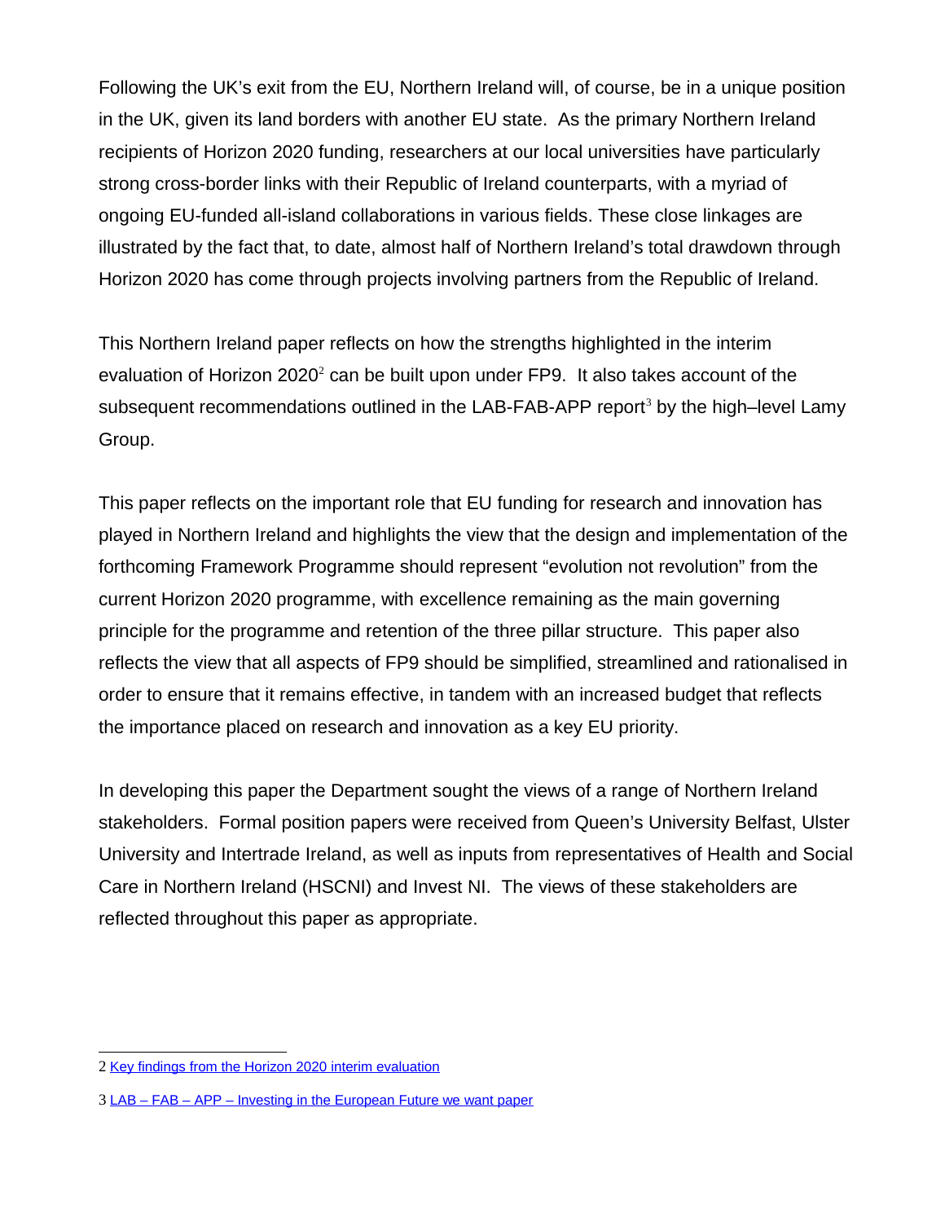Following the UK's exit from the EU, Northern Ireland will, of course, be in a unique position in the UK, given its land borders with another EU state. As the primary Northern Ireland recipients of Horizon 2020 funding, researchers at our local universities have particularly strong cross-border links with their Republic of Ireland counterparts, with a myriad of ongoing EU-funded all-island collaborations in various fields. These close linkages are illustrated by the fact that, to date, almost half of Northern Ireland's total drawdown through Horizon 2020 has come through projects involving partners from the Republic of Ireland.

This Northern Ireland paper reflects on how the strengths highlighted in the interim evaluation of Horizon 2020[2] can be built upon under FP9. It also takes account of the subsequent recommendations outlined in the LAB-FAB-APP report[3] by the high–level Lamy Group.

This paper reflects on the important role that EU funding for research and innovation has played in Northern Ireland and highlights the view that the design and implementation of the forthcoming Framework Programme should represent "evolution not revolution" from the current Horizon 2020 programme, with excellence remaining as the main governing principle for the programme and retention of the three pillar structure. This paper also reflects the view that all aspects of FP9 should be simplified, streamlined and rationalised in order to ensure that it remains effective, in tandem with an increased budget that reflects the importance placed on research and innovation as a key EU priority.

In developing this paper the Department sought the views of a range of Northern Ireland stakeholders. Formal position papers were received from Queen's University Belfast, Ulster University and Intertrade Ireland, as well as inputs from representatives of Health and Social Care in Northern Ireland (HSCNI) and Invest NI. The views of these stakeholders are reflected throughout this paper as appropriate.

---

2 Key findings from the Horizon 2020 interim evaluation

3 LAB – FAB – APP – Investing in the European Future we want paper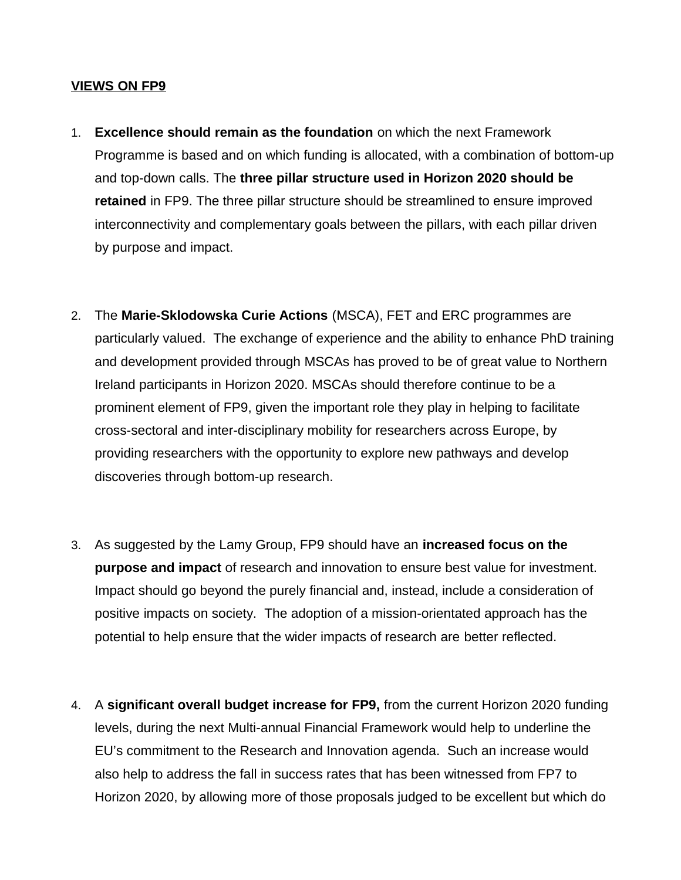**VIEWS ON FP9**

1. **Excellence should remain as the foundation** on which the next Framework Programme is based and on which funding is allocated, with a combination of bottom-up and top-down calls. The **three pillar structure used in Horizon 2020 should be retained** in FP9. The three pillar structure should be streamlined to ensure improved interconnectivity and complementary goals between the pillars, with each pillar driven by purpose and impact.

2. The **Marie-Sklodowska Curie Actions** (MSCA), FET and ERC programmes are particularly valued. The exchange of experience and the ability to enhance PhD training and development provided through MSCAs has proved to be of great value to Northern Ireland participants in Horizon 2020. MSCAs should therefore continue to be a prominent element of FP9, given the important role they play in helping to facilitate cross-sectoral and inter-disciplinary mobility for researchers across Europe, by providing researchers with the opportunity to explore new pathways and develop discoveries through bottom-up research.

3. As suggested by the Lamy Group, FP9 should have an **increased focus on the purpose and impact** of research and innovation to ensure best value for investment. Impact should go beyond the purely financial and, instead, include a consideration of positive impacts on society. The adoption of a mission-orientated approach has the potential to help ensure that the wider impacts of research are better reflected.

4. A **significant overall budget increase for FP9,** from the current Horizon 2020 funding levels, during the next Multi-annual Financial Framework would help to underline the EU's commitment to the Research and Innovation agenda. Such an increase would also help to address the fall in success rates that has been witnessed from FP7 to Horizon 2020, by allowing more of those proposals judged to be excellent but which do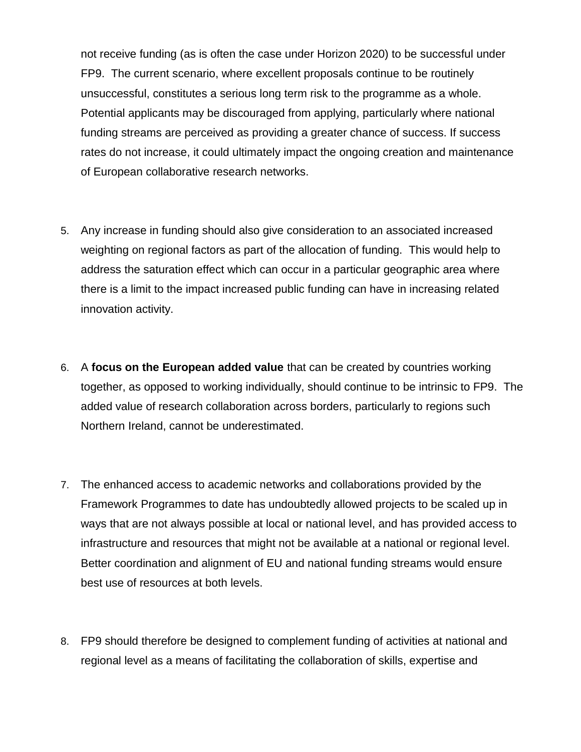not receive funding (as is often the case under Horizon 2020) to be successful under FP9. The current scenario, where excellent proposals continue to be routinely unsuccessful, constitutes a serious long term risk to the programme as a whole. Potential applicants may be discouraged from applying, particularly where national funding streams are perceived as providing a greater chance of success. If success rates do not increase, it could ultimately impact the ongoing creation and maintenance of European collaborative research networks.

5. Any increase in funding should also give consideration to an associated increased weighting on regional factors as part of the allocation of funding. This would help to address the saturation effect which can occur in a particular geographic area where there is a limit to the impact increased public funding can have in increasing related innovation activity.

6. A **focus on the European added value** that can be created by countries working together, as opposed to working individually, should continue to be intrinsic to FP9. The added value of research collaboration across borders, particularly to regions such Northern Ireland, cannot be underestimated.

7. The enhanced access to academic networks and collaborations provided by the Framework Programmes to date has undoubtedly allowed projects to be scaled up in ways that are not always possible at local or national level, and has provided access to infrastructure and resources that might not be available at a national or regional level. Better coordination and alignment of EU and national funding streams would ensure best use of resources at both levels.

8. FP9 should therefore be designed to complement funding of activities at national and regional level as a means of facilitating the collaboration of skills, expertise and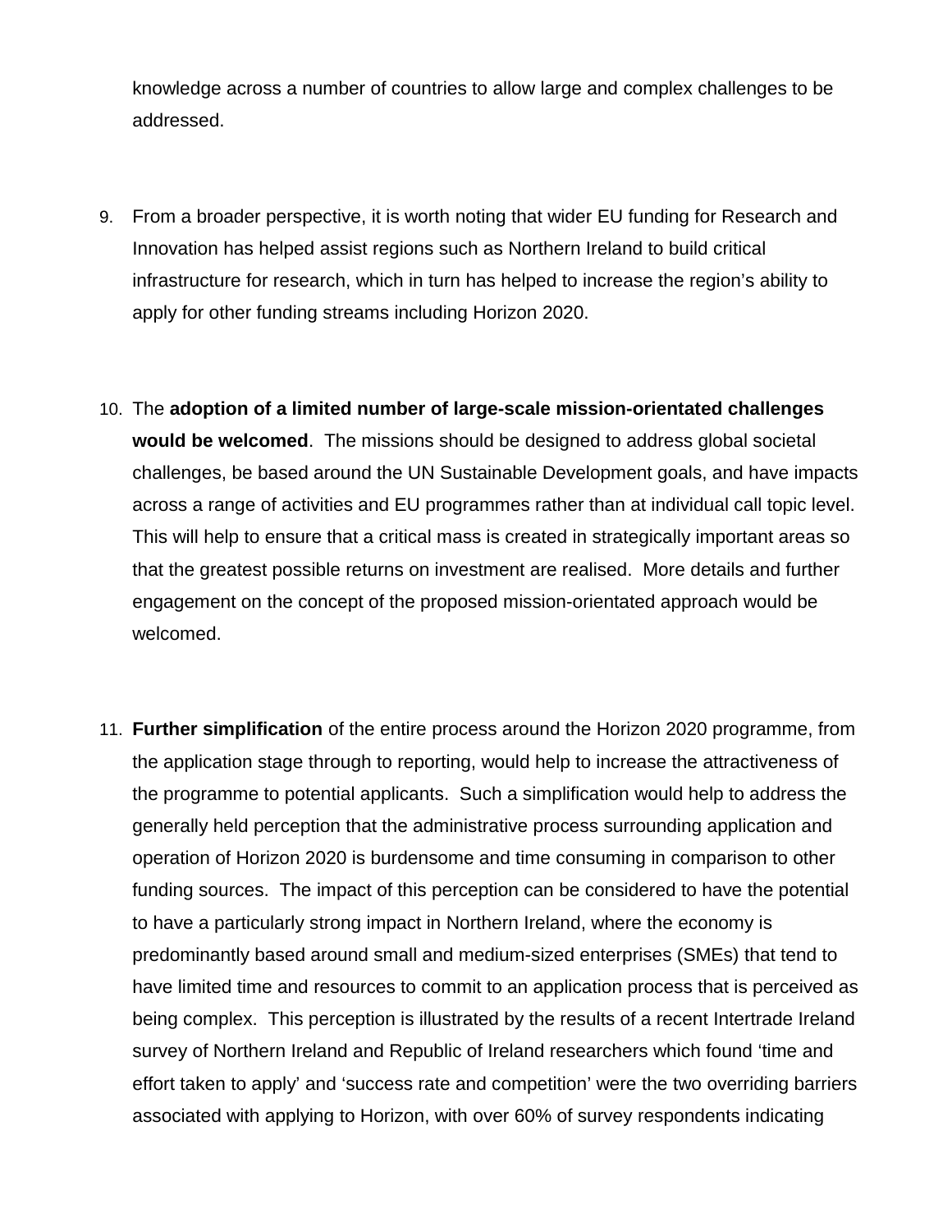knowledge across a number of countries to allow large and complex challenges to be addressed.

9. From a broader perspective, it is worth noting that wider EU funding for Research and Innovation has helped assist regions such as Northern Ireland to build critical infrastructure for research, which in turn has helped to increase the region's ability to apply for other funding streams including Horizon 2020.

10. The **adoption of a limited number of large-scale mission-orientated challenges would be welcomed**. The missions should be designed to address global societal challenges, be based around the UN Sustainable Development goals, and have impacts across a range of activities and EU programmes rather than at individual call topic level. This will help to ensure that a critical mass is created in strategically important areas so that the greatest possible returns on investment are realised. More details and further engagement on the concept of the proposed mission-orientated approach would be welcomed.

11. **Further simplification** of the entire process around the Horizon 2020 programme, from the application stage through to reporting, would help to increase the attractiveness of the programme to potential applicants. Such a simplification would help to address the generally held perception that the administrative process surrounding application and operation of Horizon 2020 is burdensome and time consuming in comparison to other funding sources. The impact of this perception can be considered to have the potential to have a particularly strong impact in Northern Ireland, where the economy is predominantly based around small and medium-sized enterprises (SMEs) that tend to have limited time and resources to commit to an application process that is perceived as being complex. This perception is illustrated by the results of a recent Intertrade Ireland survey of Northern Ireland and Republic of Ireland researchers which found 'time and effort taken to apply' and 'success rate and competition' were the two overriding barriers associated with applying to Horizon, with over 60% of survey respondents indicating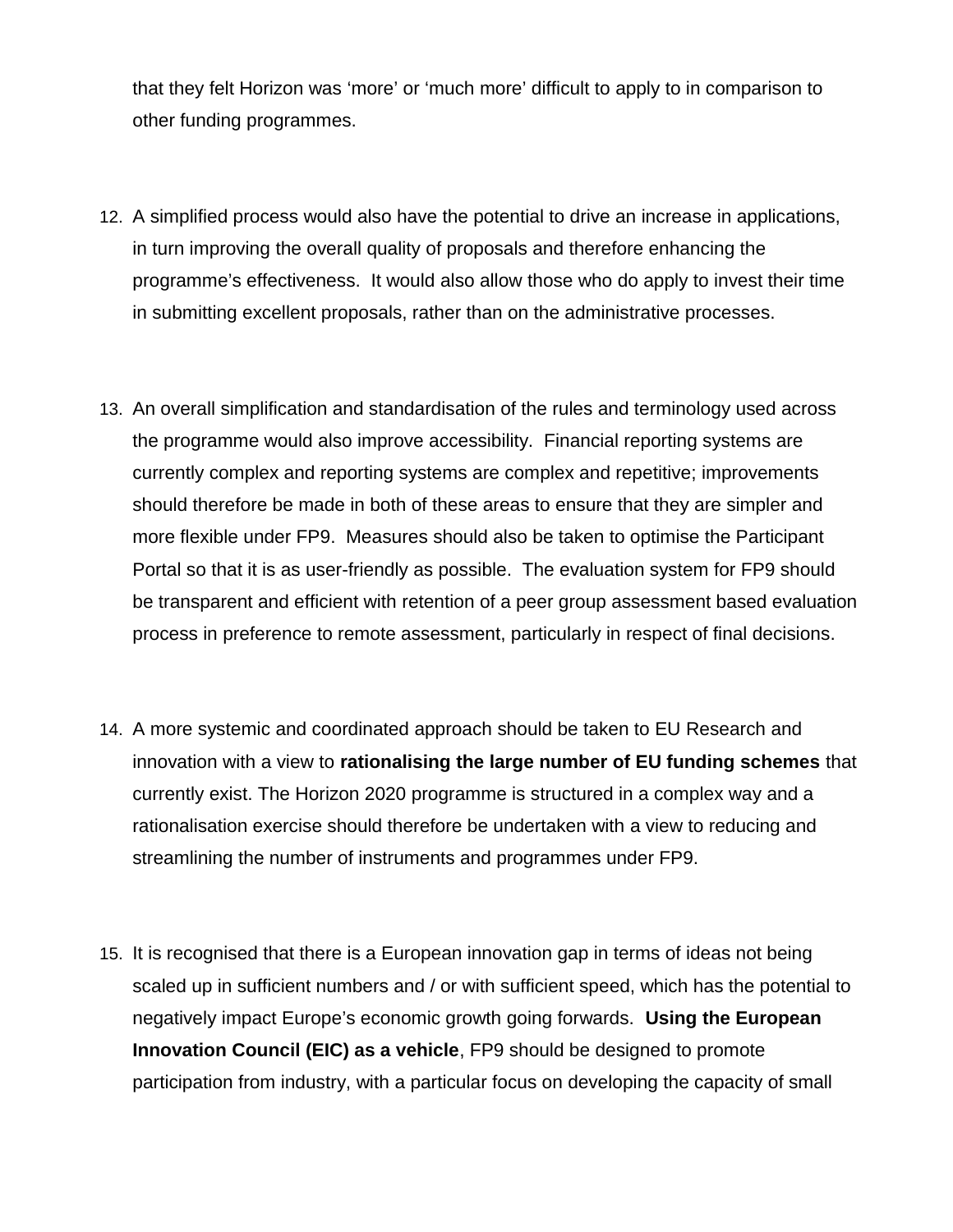that they felt Horizon was 'more' or 'much more' difficult to apply to in comparison to other funding programmes.

12. A simplified process would also have the potential to drive an increase in applications, in turn improving the overall quality of proposals and therefore enhancing the programme's effectiveness.  It would also allow those who do apply to invest their time in submitting excellent proposals, rather than on the administrative processes.

13. An overall simplification and standardisation of the rules and terminology used across the programme would also improve accessibility.  Financial reporting systems are currently complex and reporting systems are complex and repetitive; improvements should therefore be made in both of these areas to ensure that they are simpler and more flexible under FP9.  Measures should also be taken to optimise the Participant Portal so that it is as user-friendly as possible.  The evaluation system for FP9 should be transparent and efficient with retention of a peer group assessment based evaluation process in preference to remote assessment, particularly in respect of final decisions.

14. A more systemic and coordinated approach should be taken to EU Research and innovation with a view to **rationalising the large number of EU funding schemes** that currently exist. The Horizon 2020 programme is structured in a complex way and a rationalisation exercise should therefore be undertaken with a view to reducing and streamlining the number of instruments and programmes under FP9.

15. It is recognised that there is a European innovation gap in terms of ideas not being scaled up in sufficient numbers and / or with sufficient speed, which has the potential to negatively impact Europe's economic growth going forwards.  **Using the European Innovation Council (EIC) as a vehicle**, FP9 should be designed to promote participation from industry, with a particular focus on developing the capacity of small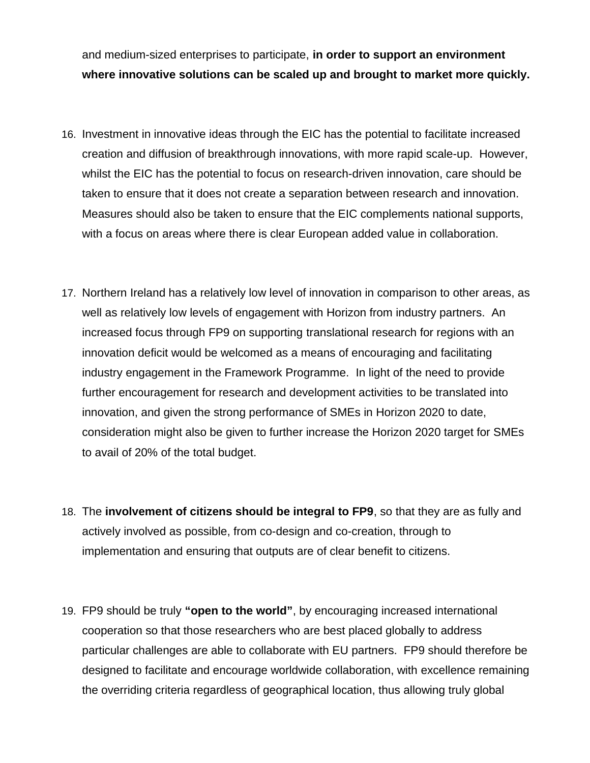and medium-sized enterprises to participate, **in order to support an environment where innovative solutions can be scaled up and brought to market more quickly.**

16. Investment in innovative ideas through the EIC has the potential to facilitate increased creation and diffusion of breakthrough innovations, with more rapid scale-up. However, whilst the EIC has the potential to focus on research-driven innovation, care should be taken to ensure that it does not create a separation between research and innovation. Measures should also be taken to ensure that the EIC complements national supports, with a focus on areas where there is clear European added value in collaboration.

17. Northern Ireland has a relatively low level of innovation in comparison to other areas, as well as relatively low levels of engagement with Horizon from industry partners. An increased focus through FP9 on supporting translational research for regions with an innovation deficit would be welcomed as a means of encouraging and facilitating industry engagement in the Framework Programme. In light of the need to provide further encouragement for research and development activities to be translated into innovation, and given the strong performance of SMEs in Horizon 2020 to date, consideration might also be given to further increase the Horizon 2020 target for SMEs to avail of 20% of the total budget.

18. The **involvement of citizens should be integral to FP9**, so that they are as fully and actively involved as possible, from co-design and co-creation, through to implementation and ensuring that outputs are of clear benefit to citizens.

19. FP9 should be truly **"open to the world"**, by encouraging increased international cooperation so that those researchers who are best placed globally to address particular challenges are able to collaborate with EU partners. FP9 should therefore be designed to facilitate and encourage worldwide collaboration, with excellence remaining the overriding criteria regardless of geographical location, thus allowing truly global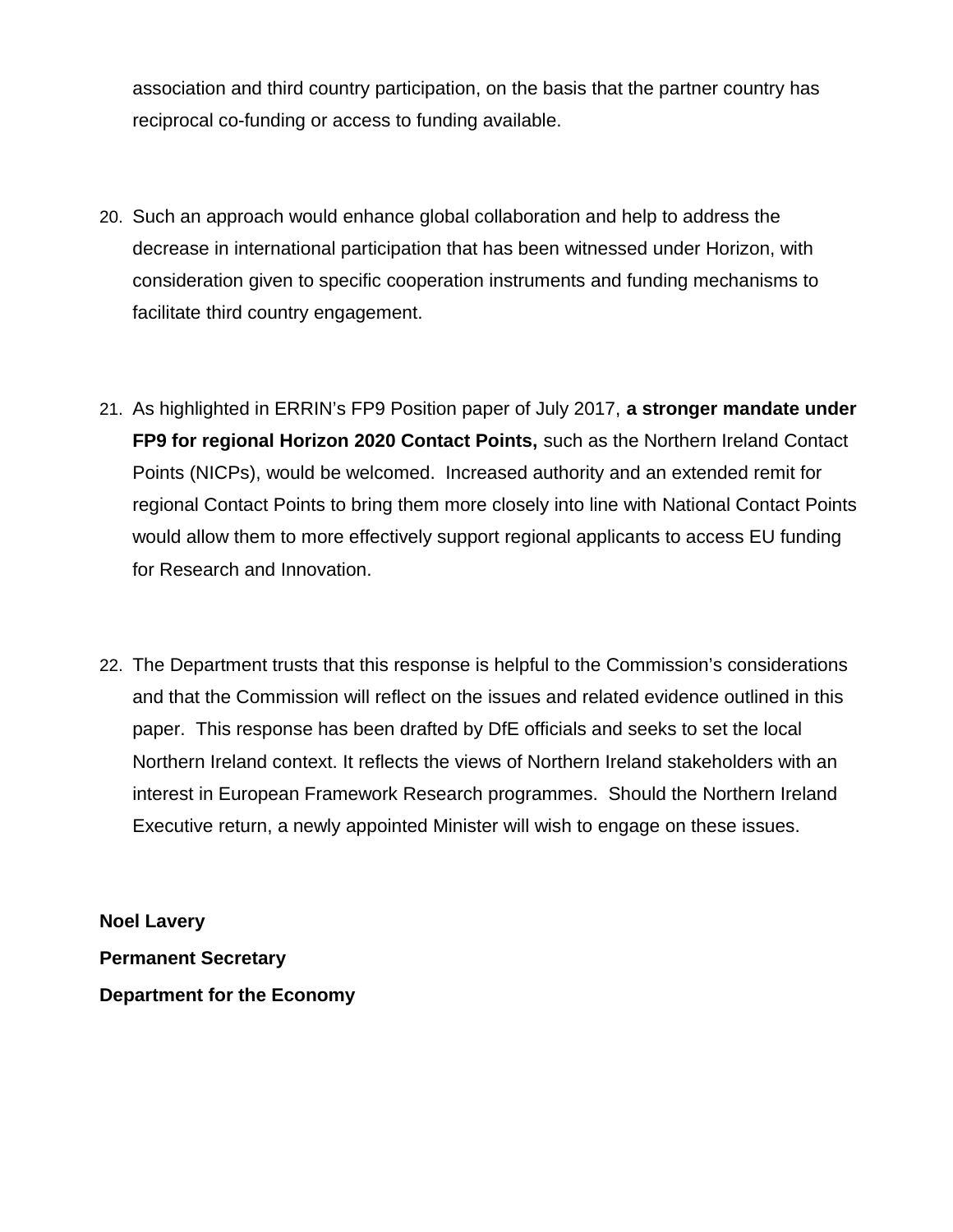association and third country participation, on the basis that the partner country has reciprocal co-funding or access to funding available.

20. Such an approach would enhance global collaboration and help to address the decrease in international participation that has been witnessed under Horizon, with consideration given to specific cooperation instruments and funding mechanisms to facilitate third country engagement.

21. As highlighted in ERRIN's FP9 Position paper of July 2017, **a stronger mandate under FP9 for regional Horizon 2020 Contact Points,** such as the Northern Ireland Contact Points (NICPs), would be welcomed. Increased authority and an extended remit for regional Contact Points to bring them more closely into line with National Contact Points would allow them to more effectively support regional applicants to access EU funding for Research and Innovation.

22. The Department trusts that this response is helpful to the Commission's considerations and that the Commission will reflect on the issues and related evidence outlined in this paper. This response has been drafted by DfE officials and seeks to set the local Northern Ireland context. It reflects the views of Northern Ireland stakeholders with an interest in European Framework Research programmes. Should the Northern Ireland Executive return, a newly appointed Minister will wish to engage on these issues.

**Noel Lavery**

**Permanent Secretary**

**Department for the Economy**